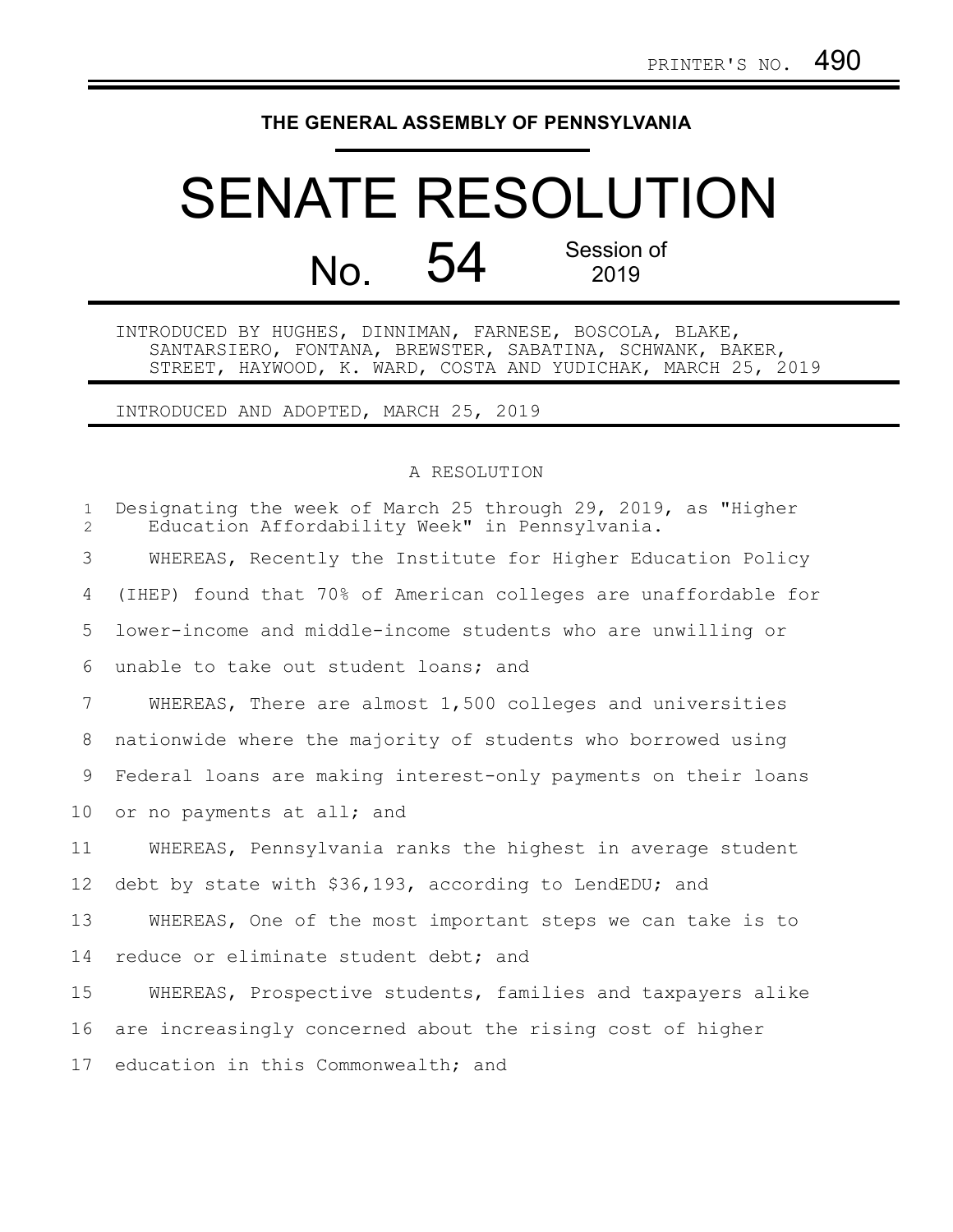PRINTER'S NO. 490

**THE GENERAL ASSEMBLY OF PENNSYLVANIA**

# SENATE RESOLUTION

## No. 54 Session of 2019

INTRODUCED BY HUGHES, DINNIMAN, FARNESE, BOSCOLA, BLAKE, SANTARSIERO, FONTANA, BREWSTER, SABATINA, SCHWANK, BAKER, STREET, HAYWOOD, K. WARD, COSTA AND YUDICHAK, MARCH 25, 2019

INTRODUCED AND ADOPTED, MARCH 25, 2019

A RESOLUTION

Designating the week of March 25 through 29, 2019, as "Higher Education Affordability Week" in Pennsylvania.

WHEREAS, Recently the Institute for Higher Education Policy (IHEP) found that 70% of American colleges are unaffordable for lower-income and middle-income students who are unwilling or unable to take out student loans; and

WHEREAS, There are almost 1,500 colleges and universities nationwide where the majority of students who borrowed using Federal loans are making interest-only payments on their loans or no payments at all; and

WHEREAS, Pennsylvania ranks the highest in average student debt by state with $36,193, according to LendEDU; and

WHEREAS, One of the most important steps we can take is to reduce or eliminate student debt; and

WHEREAS, Prospective students, families and taxpayers alike are increasingly concerned about the rising cost of higher education in this Commonwealth; and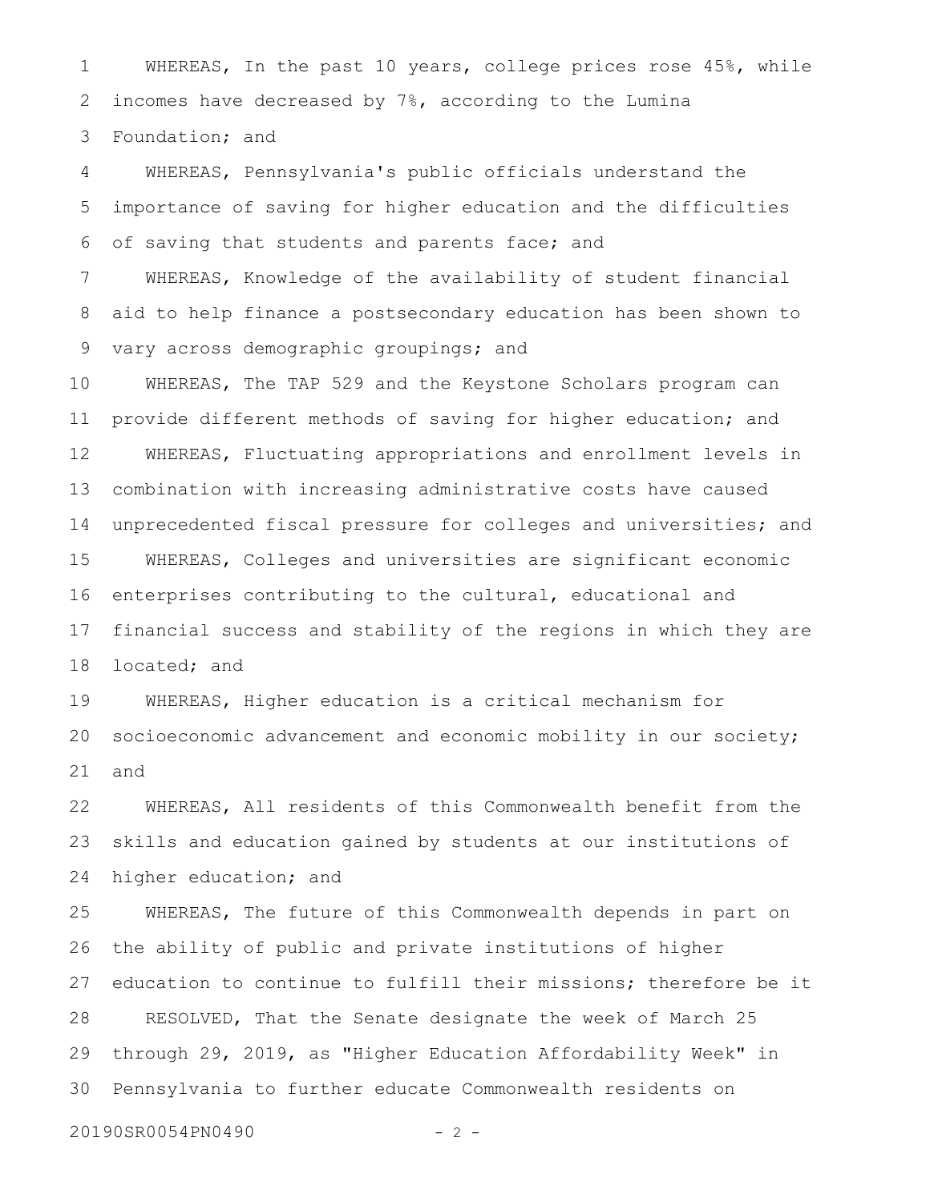WHEREAS, In the past 10 years, college prices rose 45%, while incomes have decreased by 7%, according to the Lumina Foundation; and

WHEREAS, Pennsylvania's public officials understand the importance of saving for higher education and the difficulties of saving that students and parents face; and

WHEREAS, Knowledge of the availability of student financial aid to help finance a postsecondary education has been shown to vary across demographic groupings; and

WHEREAS, The TAP 529 and the Keystone Scholars program can provide different methods of saving for higher education; and

WHEREAS, Fluctuating appropriations and enrollment levels in combination with increasing administrative costs have caused unprecedented fiscal pressure for colleges and universities; and

WHEREAS, Colleges and universities are significant economic enterprises contributing to the cultural, educational and financial success and stability of the regions in which they are located; and

WHEREAS, Higher education is a critical mechanism for socioeconomic advancement and economic mobility in our society; and

WHEREAS, All residents of this Commonwealth benefit from the skills and education gained by students at our institutions of higher education; and

WHEREAS, The future of this Commonwealth depends in part on the ability of public and private institutions of higher education to continue to fulfill their missions; therefore be it

RESOLVED, That the Senate designate the week of March 25 through 29, 2019, as "Higher Education Affordability Week" in Pennsylvania to further educate Commonwealth residents on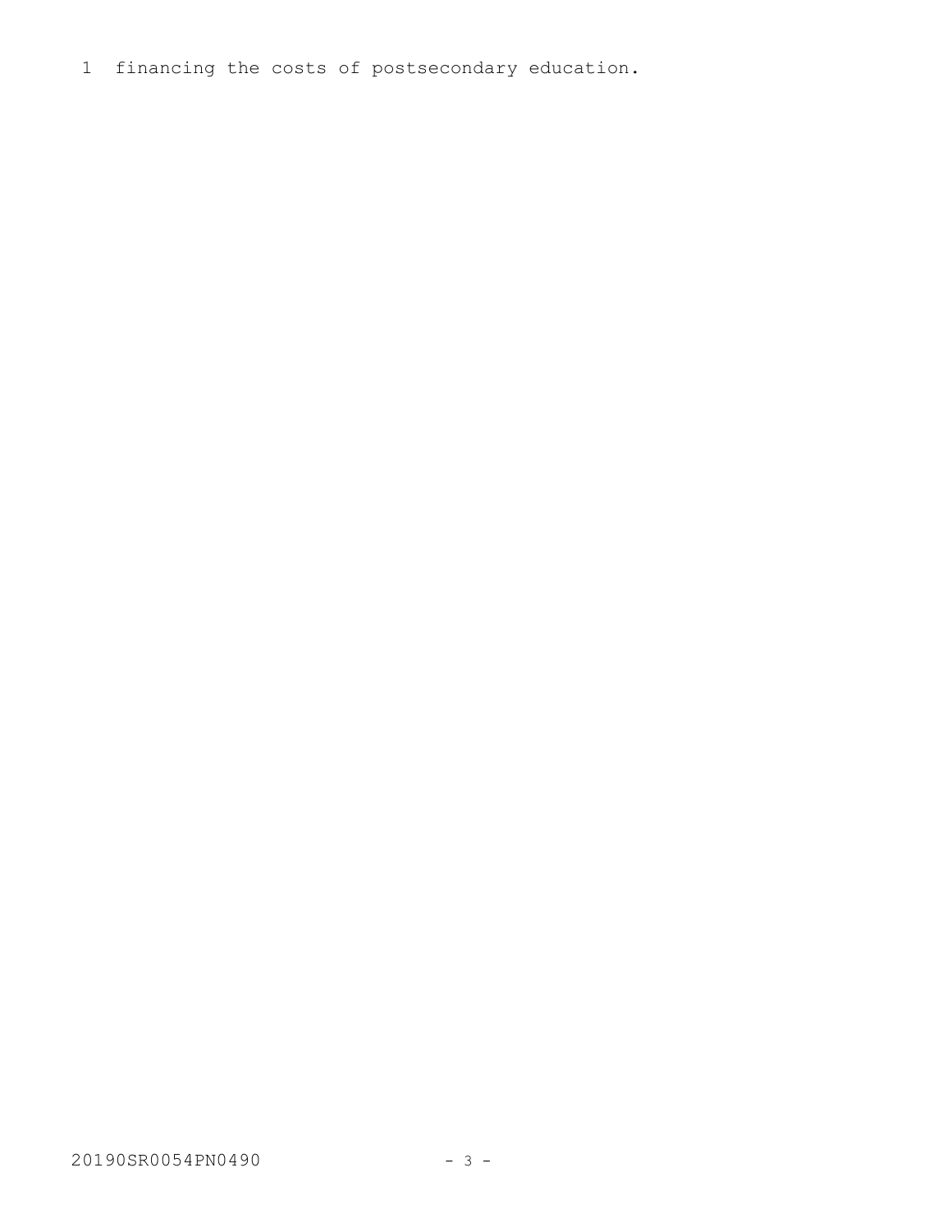financing the costs of postsecondary education.